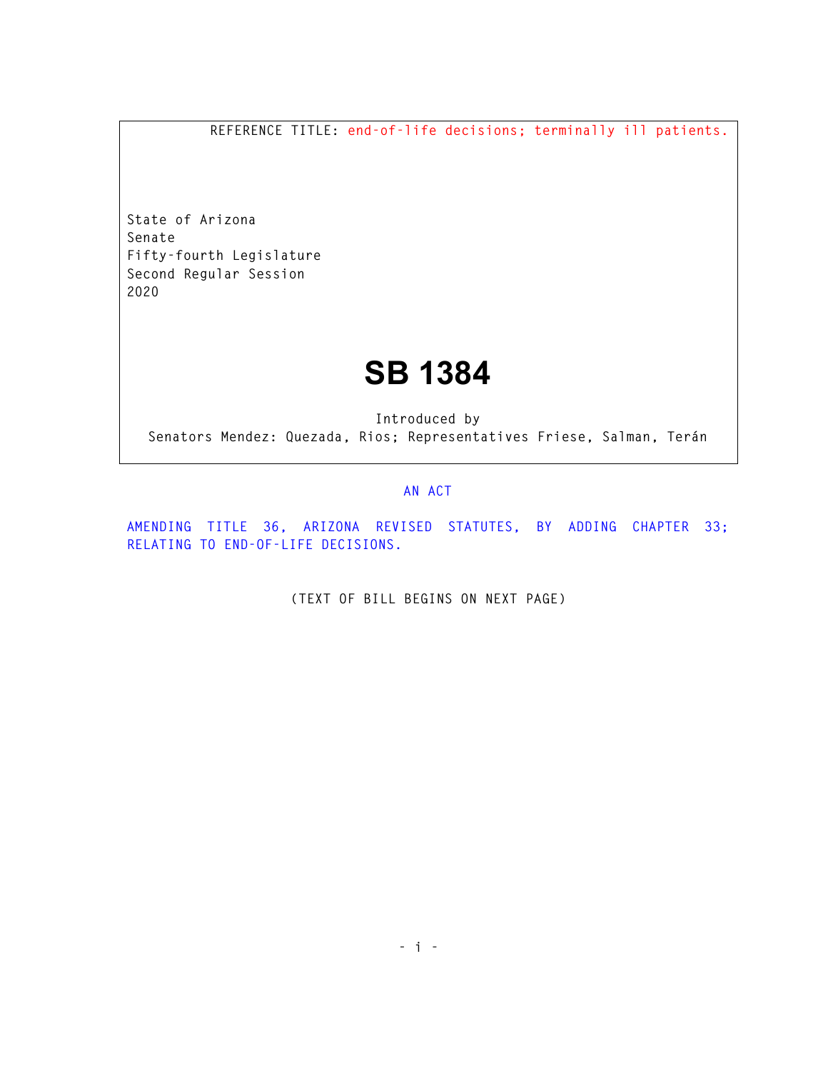REFERENCE TITLE: end-of-life decisions; terminally ill patients.

State of Arizona
Senate
Fifty-fourth Legislature
Second Regular Session
2020

# SB 1384

Introduced by
Senators Mendez: Quezada, Rios; Representatives Friese, Salman, Terán

AN ACT

AMENDING TITLE 36, ARIZONA REVISED STATUTES, BY ADDING CHAPTER 33; RELATING TO END-OF-LIFE DECISIONS.

(TEXT OF BILL BEGINS ON NEXT PAGE)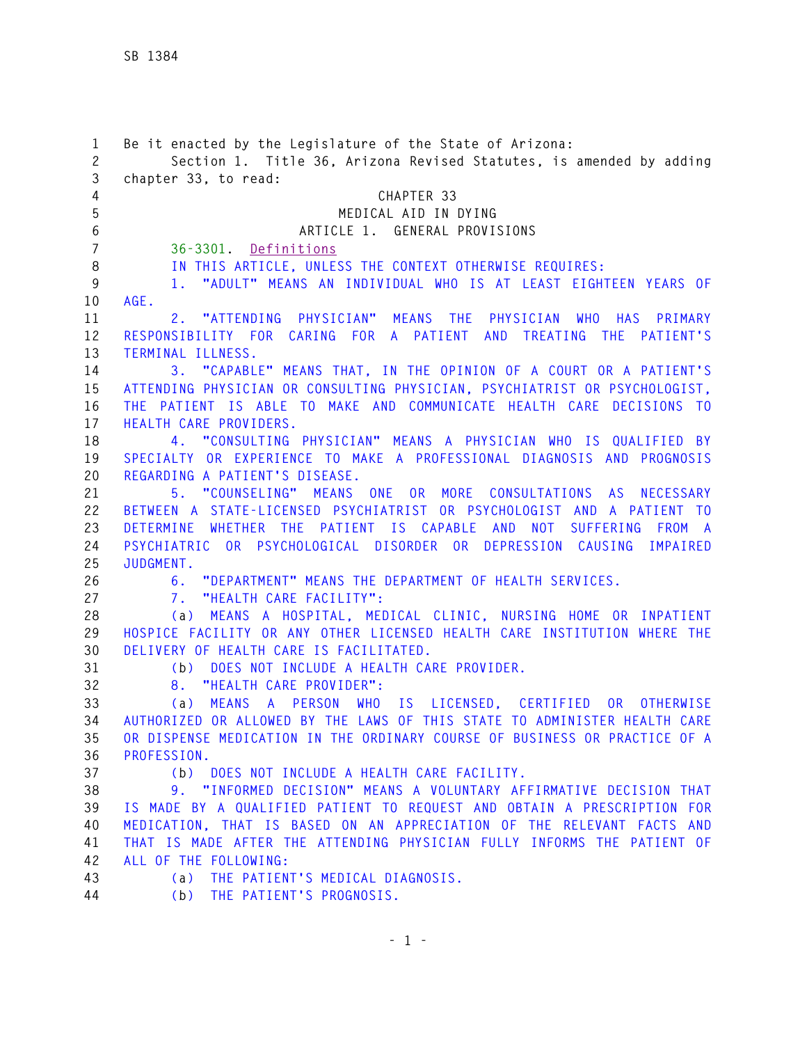Be it enacted by the Legislature of the State of Arizona:

Section 1. Title 36, Arizona Revised Statutes, is amended by adding chapter 33, to read:

CHAPTER 33

MEDICAL AID IN DYING

ARTICLE 1. GENERAL PROVISIONS

36-3301. Definitions

IN THIS ARTICLE, UNLESS THE CONTEXT OTHERWISE REQUIRES:

1. "ADULT" MEANS AN INDIVIDUAL WHO IS AT LEAST EIGHTEEN YEARS OF AGE.

2. "ATTENDING PHYSICIAN" MEANS THE PHYSICIAN WHO HAS PRIMARY RESPONSIBILITY FOR CARING FOR A PATIENT AND TREATING THE PATIENT'S TERMINAL ILLNESS.

3. "CAPABLE" MEANS THAT, IN THE OPINION OF A COURT OR A PATIENT'S ATTENDING PHYSICIAN OR CONSULTING PHYSICIAN, PSYCHIATRIST OR PSYCHOLOGIST, THE PATIENT IS ABLE TO MAKE AND COMMUNICATE HEALTH CARE DECISIONS TO HEALTH CARE PROVIDERS.

4. "CONSULTING PHYSICIAN" MEANS A PHYSICIAN WHO IS QUALIFIED BY SPECIALTY OR EXPERIENCE TO MAKE A PROFESSIONAL DIAGNOSIS AND PROGNOSIS REGARDING A PATIENT'S DISEASE.

5. "COUNSELING" MEANS ONE OR MORE CONSULTATIONS AS NECESSARY BETWEEN A STATE-LICENSED PSYCHIATRIST OR PSYCHOLOGIST AND A PATIENT TO DETERMINE WHETHER THE PATIENT IS CAPABLE AND NOT SUFFERING FROM A PSYCHIATRIC OR PSYCHOLOGICAL DISORDER OR DEPRESSION CAUSING IMPAIRED JUDGMENT.

6. "DEPARTMENT" MEANS THE DEPARTMENT OF HEALTH SERVICES.

7. "HEALTH CARE FACILITY":

(a) MEANS A HOSPITAL, MEDICAL CLINIC, NURSING HOME OR INPATIENT HOSPICE FACILITY OR ANY OTHER LICENSED HEALTH CARE INSTITUTION WHERE THE DELIVERY OF HEALTH CARE IS FACILITATED.

(b) DOES NOT INCLUDE A HEALTH CARE PROVIDER.

8. "HEALTH CARE PROVIDER":

(a) MEANS A PERSON WHO IS LICENSED, CERTIFIED OR OTHERWISE AUTHORIZED OR ALLOWED BY THE LAWS OF THIS STATE TO ADMINISTER HEALTH CARE OR DISPENSE MEDICATION IN THE ORDINARY COURSE OF BUSINESS OR PRACTICE OF A PROFESSION.

(b) DOES NOT INCLUDE A HEALTH CARE FACILITY.

9. "INFORMED DECISION" MEANS A VOLUNTARY AFFIRMATIVE DECISION THAT IS MADE BY A QUALIFIED PATIENT TO REQUEST AND OBTAIN A PRESCRIPTION FOR MEDICATION, THAT IS BASED ON AN APPRECIATION OF THE RELEVANT FACTS AND THAT IS MADE AFTER THE ATTENDING PHYSICIAN FULLY INFORMS THE PATIENT OF ALL OF THE FOLLOWING:

(a) THE PATIENT'S MEDICAL DIAGNOSIS.

(b) THE PATIENT'S PROGNOSIS.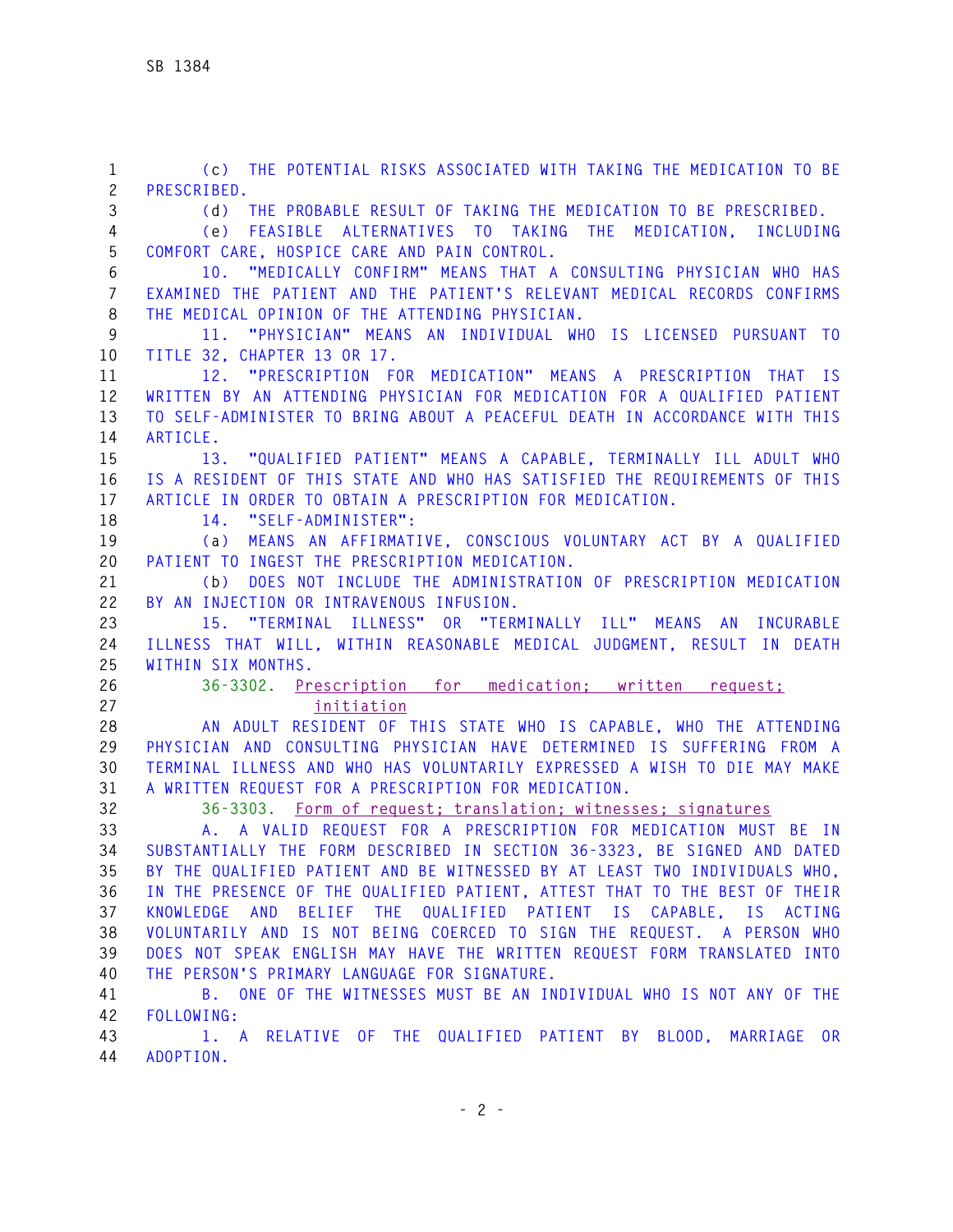(c) THE POTENTIAL RISKS ASSOCIATED WITH TAKING THE MEDICATION TO BE PRESCRIBED.

(d) THE PROBABLE RESULT OF TAKING THE MEDICATION TO BE PRESCRIBED.

(e) FEASIBLE ALTERNATIVES TO TAKING THE MEDICATION, INCLUDING COMFORT CARE, HOSPICE CARE AND PAIN CONTROL.

10. "MEDICALLY CONFIRM" MEANS THAT A CONSULTING PHYSICIAN WHO HAS EXAMINED THE PATIENT AND THE PATIENT'S RELEVANT MEDICAL RECORDS CONFIRMS THE MEDICAL OPINION OF THE ATTENDING PHYSICIAN.

11. "PHYSICIAN" MEANS AN INDIVIDUAL WHO IS LICENSED PURSUANT TO TITLE 32, CHAPTER 13 OR 17.

12. "PRESCRIPTION FOR MEDICATION" MEANS A PRESCRIPTION THAT IS WRITTEN BY AN ATTENDING PHYSICIAN FOR MEDICATION FOR A QUALIFIED PATIENT TO SELF-ADMINISTER TO BRING ABOUT A PEACEFUL DEATH IN ACCORDANCE WITH THIS ARTICLE.

13. "QUALIFIED PATIENT" MEANS A CAPABLE, TERMINALLY ILL ADULT WHO IS A RESIDENT OF THIS STATE AND WHO HAS SATISFIED THE REQUIREMENTS OF THIS ARTICLE IN ORDER TO OBTAIN A PRESCRIPTION FOR MEDICATION.

14. "SELF-ADMINISTER":

(a) MEANS AN AFFIRMATIVE, CONSCIOUS VOLUNTARY ACT BY A QUALIFIED PATIENT TO INGEST THE PRESCRIPTION MEDICATION.

(b) DOES NOT INCLUDE THE ADMINISTRATION OF PRESCRIPTION MEDICATION BY AN INJECTION OR INTRAVENOUS INFUSION.

15. "TERMINAL ILLNESS" OR "TERMINALLY ILL" MEANS AN INCURABLE ILLNESS THAT WILL, WITHIN REASONABLE MEDICAL JUDGMENT, RESULT IN DEATH WITHIN SIX MONTHS.

36-3302. Prescription for medication; written request; initiation

AN ADULT RESIDENT OF THIS STATE WHO IS CAPABLE, WHO THE ATTENDING PHYSICIAN AND CONSULTING PHYSICIAN HAVE DETERMINED IS SUFFERING FROM A TERMINAL ILLNESS AND WHO HAS VOLUNTARILY EXPRESSED A WISH TO DIE MAY MAKE A WRITTEN REQUEST FOR A PRESCRIPTION FOR MEDICATION.

36-3303. Form of request; translation; witnesses; signatures

A. A VALID REQUEST FOR A PRESCRIPTION FOR MEDICATION MUST BE IN SUBSTANTIALLY THE FORM DESCRIBED IN SECTION 36-3323, BE SIGNED AND DATED BY THE QUALIFIED PATIENT AND BE WITNESSED BY AT LEAST TWO INDIVIDUALS WHO, IN THE PRESENCE OF THE QUALIFIED PATIENT, ATTEST THAT TO THE BEST OF THEIR KNOWLEDGE AND BELIEF THE QUALIFIED PATIENT IS CAPABLE, IS ACTING VOLUNTARILY AND IS NOT BEING COERCED TO SIGN THE REQUEST. A PERSON WHO DOES NOT SPEAK ENGLISH MAY HAVE THE WRITTEN REQUEST FORM TRANSLATED INTO THE PERSON'S PRIMARY LANGUAGE FOR SIGNATURE.

B. ONE OF THE WITNESSES MUST BE AN INDIVIDUAL WHO IS NOT ANY OF THE FOLLOWING:

1. A RELATIVE OF THE QUALIFIED PATIENT BY BLOOD, MARRIAGE OR ADOPTION.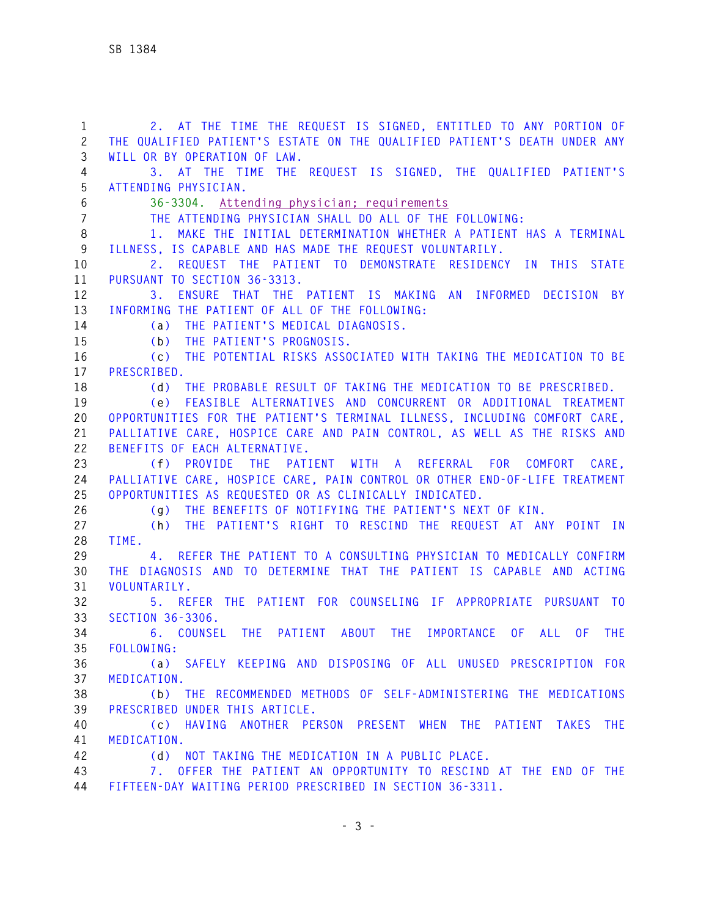2. AT THE TIME THE REQUEST IS SIGNED, ENTITLED TO ANY PORTION OF THE QUALIFIED PATIENT'S ESTATE ON THE QUALIFIED PATIENT'S DEATH UNDER ANY WILL OR BY OPERATION OF LAW.

3. AT THE TIME THE REQUEST IS SIGNED, THE QUALIFIED PATIENT'S ATTENDING PHYSICIAN.

36-3304. Attending physician; requirements

THE ATTENDING PHYSICIAN SHALL DO ALL OF THE FOLLOWING:

1. MAKE THE INITIAL DETERMINATION WHETHER A PATIENT HAS A TERMINAL ILLNESS, IS CAPABLE AND HAS MADE THE REQUEST VOLUNTARILY.

2. REQUEST THE PATIENT TO DEMONSTRATE RESIDENCY IN THIS STATE PURSUANT TO SECTION 36-3313.

3. ENSURE THAT THE PATIENT IS MAKING AN INFORMED DECISION BY INFORMING THE PATIENT OF ALL OF THE FOLLOWING:

(a) THE PATIENT'S MEDICAL DIAGNOSIS.

(b) THE PATIENT'S PROGNOSIS.

(c) THE POTENTIAL RISKS ASSOCIATED WITH TAKING THE MEDICATION TO BE PRESCRIBED.

(d) THE PROBABLE RESULT OF TAKING THE MEDICATION TO BE PRESCRIBED.

(e) FEASIBLE ALTERNATIVES AND CONCURRENT OR ADDITIONAL TREATMENT OPPORTUNITIES FOR THE PATIENT'S TERMINAL ILLNESS, INCLUDING COMFORT CARE, PALLIATIVE CARE, HOSPICE CARE AND PAIN CONTROL, AS WELL AS THE RISKS AND BENEFITS OF EACH ALTERNATIVE.

(f) PROVIDE THE PATIENT WITH A REFERRAL FOR COMFORT CARE, PALLIATIVE CARE, HOSPICE CARE, PAIN CONTROL OR OTHER END-OF-LIFE TREATMENT OPPORTUNITIES AS REQUESTED OR AS CLINICALLY INDICATED.

(g) THE BENEFITS OF NOTIFYING THE PATIENT'S NEXT OF KIN.

(h) THE PATIENT'S RIGHT TO RESCIND THE REQUEST AT ANY POINT IN TIME.

4. REFER THE PATIENT TO A CONSULTING PHYSICIAN TO MEDICALLY CONFIRM THE DIAGNOSIS AND TO DETERMINE THAT THE PATIENT IS CAPABLE AND ACTING VOLUNTARILY.

5. REFER THE PATIENT FOR COUNSELING IF APPROPRIATE PURSUANT TO SECTION 36-3306.

6. COUNSEL THE PATIENT ABOUT THE IMPORTANCE OF ALL OF THE FOLLOWING:

(a) SAFELY KEEPING AND DISPOSING OF ALL UNUSED PRESCRIPTION FOR MEDICATION.

(b) THE RECOMMENDED METHODS OF SELF-ADMINISTERING THE MEDICATIONS PRESCRIBED UNDER THIS ARTICLE.

(c) HAVING ANOTHER PERSON PRESENT WHEN THE PATIENT TAKES THE MEDICATION.

(d) NOT TAKING THE MEDICATION IN A PUBLIC PLACE.

7. OFFER THE PATIENT AN OPPORTUNITY TO RESCIND AT THE END OF THE FIFTEEN-DAY WAITING PERIOD PRESCRIBED IN SECTION 36-3311.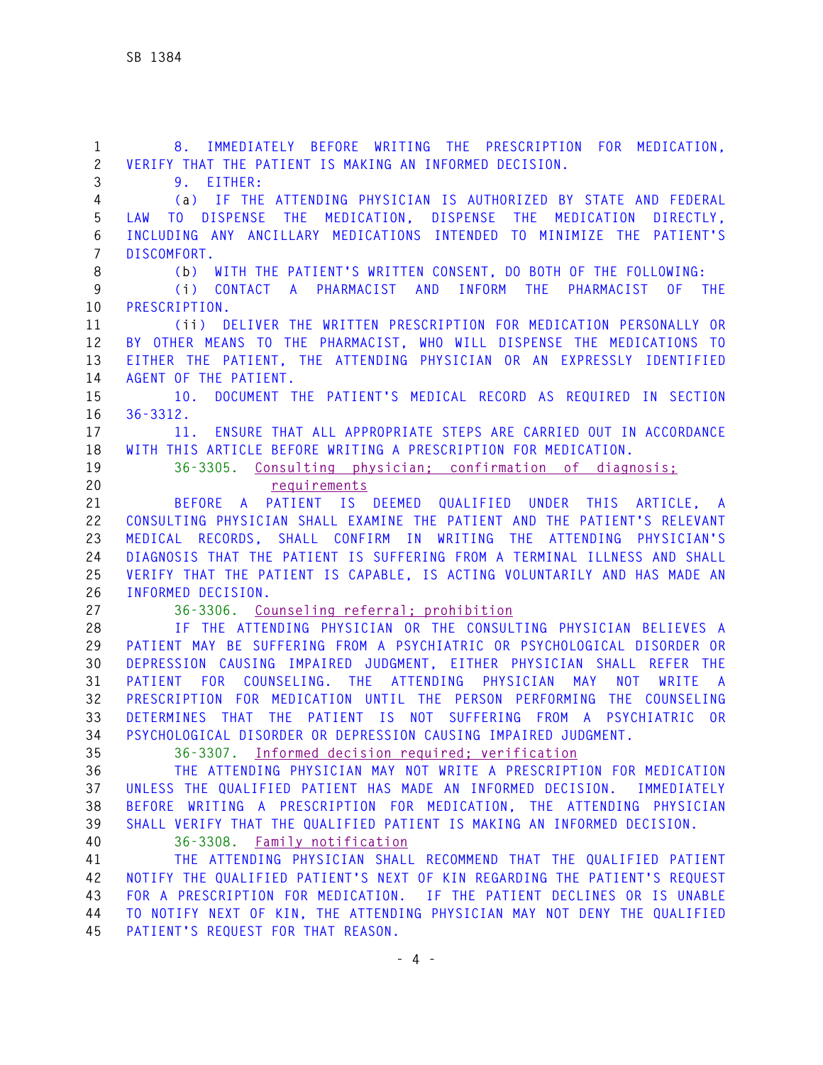8. IMMEDIATELY BEFORE WRITING THE PRESCRIPTION FOR MEDICATION, VERIFY THAT THE PATIENT IS MAKING AN INFORMED DECISION.

9. EITHER:

(a) IF THE ATTENDING PHYSICIAN IS AUTHORIZED BY STATE AND FEDERAL LAW TO DISPENSE THE MEDICATION, DISPENSE THE MEDICATION DIRECTLY, INCLUDING ANY ANCILLARY MEDICATIONS INTENDED TO MINIMIZE THE PATIENT'S DISCOMFORT.

(b) WITH THE PATIENT'S WRITTEN CONSENT, DO BOTH OF THE FOLLOWING:

(i) CONTACT A PHARMACIST AND INFORM THE PHARMACIST OF THE PRESCRIPTION.

(ii) DELIVER THE WRITTEN PRESCRIPTION FOR MEDICATION PERSONALLY OR BY OTHER MEANS TO THE PHARMACIST, WHO WILL DISPENSE THE MEDICATIONS TO EITHER THE PATIENT, THE ATTENDING PHYSICIAN OR AN EXPRESSLY IDENTIFIED AGENT OF THE PATIENT.

10. DOCUMENT THE PATIENT'S MEDICAL RECORD AS REQUIRED IN SECTION 36-3312.

11. ENSURE THAT ALL APPROPRIATE STEPS ARE CARRIED OUT IN ACCORDANCE WITH THIS ARTICLE BEFORE WRITING A PRESCRIPTION FOR MEDICATION.

36-3305. Consulting physician; confirmation of diagnosis; requirements

BEFORE A PATIENT IS DEEMED QUALIFIED UNDER THIS ARTICLE, A CONSULTING PHYSICIAN SHALL EXAMINE THE PATIENT AND THE PATIENT'S RELEVANT MEDICAL RECORDS, SHALL CONFIRM IN WRITING THE ATTENDING PHYSICIAN'S DIAGNOSIS THAT THE PATIENT IS SUFFERING FROM A TERMINAL ILLNESS AND SHALL VERIFY THAT THE PATIENT IS CAPABLE, IS ACTING VOLUNTARILY AND HAS MADE AN INFORMED DECISION.

36-3306. Counseling referral; prohibition

IF THE ATTENDING PHYSICIAN OR THE CONSULTING PHYSICIAN BELIEVES A PATIENT MAY BE SUFFERING FROM A PSYCHIATRIC OR PSYCHOLOGICAL DISORDER OR DEPRESSION CAUSING IMPAIRED JUDGMENT, EITHER PHYSICIAN SHALL REFER THE PATIENT FOR COUNSELING. THE ATTENDING PHYSICIAN MAY NOT WRITE A PRESCRIPTION FOR MEDICATION UNTIL THE PERSON PERFORMING THE COUNSELING DETERMINES THAT THE PATIENT IS NOT SUFFERING FROM A PSYCHIATRIC OR PSYCHOLOGICAL DISORDER OR DEPRESSION CAUSING IMPAIRED JUDGMENT.

36-3307. Informed decision required; verification

THE ATTENDING PHYSICIAN MAY NOT WRITE A PRESCRIPTION FOR MEDICATION UNLESS THE QUALIFIED PATIENT HAS MADE AN INFORMED DECISION. IMMEDIATELY BEFORE WRITING A PRESCRIPTION FOR MEDICATION, THE ATTENDING PHYSICIAN SHALL VERIFY THAT THE QUALIFIED PATIENT IS MAKING AN INFORMED DECISION.

36-3308. Family notification

THE ATTENDING PHYSICIAN SHALL RECOMMEND THAT THE QUALIFIED PATIENT NOTIFY THE QUALIFIED PATIENT'S NEXT OF KIN REGARDING THE PATIENT'S REQUEST FOR A PRESCRIPTION FOR MEDICATION. IF THE PATIENT DECLINES OR IS UNABLE TO NOTIFY NEXT OF KIN, THE ATTENDING PHYSICIAN MAY NOT DENY THE QUALIFIED PATIENT'S REQUEST FOR THAT REASON.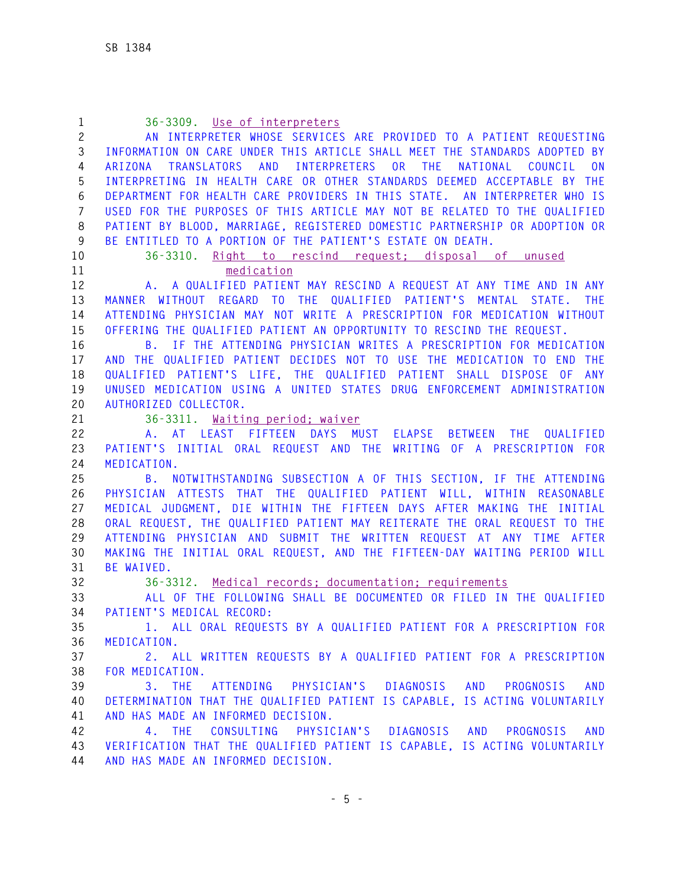36-3309. Use of interpreters

AN INTERPRETER WHOSE SERVICES ARE PROVIDED TO A PATIENT REQUESTING INFORMATION ON CARE UNDER THIS ARTICLE SHALL MEET THE STANDARDS ADOPTED BY ARIZONA TRANSLATORS AND INTERPRETERS OR THE NATIONAL COUNCIL ON INTERPRETING IN HEALTH CARE OR OTHER STANDARDS DEEMED ACCEPTABLE BY THE DEPARTMENT FOR HEALTH CARE PROVIDERS IN THIS STATE. AN INTERPRETER WHO IS USED FOR THE PURPOSES OF THIS ARTICLE MAY NOT BE RELATED TO THE QUALIFIED PATIENT BY BLOOD, MARRIAGE, REGISTERED DOMESTIC PARTNERSHIP OR ADOPTION OR BE ENTITLED TO A PORTION OF THE PATIENT'S ESTATE ON DEATH.

36-3310. Right to rescind request; disposal of unused medication

A. A QUALIFIED PATIENT MAY RESCIND A REQUEST AT ANY TIME AND IN ANY MANNER WITHOUT REGARD TO THE QUALIFIED PATIENT'S MENTAL STATE. THE ATTENDING PHYSICIAN MAY NOT WRITE A PRESCRIPTION FOR MEDICATION WITHOUT OFFERING THE QUALIFIED PATIENT AN OPPORTUNITY TO RESCIND THE REQUEST.

B. IF THE ATTENDING PHYSICIAN WRITES A PRESCRIPTION FOR MEDICATION AND THE QUALIFIED PATIENT DECIDES NOT TO USE THE MEDICATION TO END THE QUALIFIED PATIENT'S LIFE, THE QUALIFIED PATIENT SHALL DISPOSE OF ANY UNUSED MEDICATION USING A UNITED STATES DRUG ENFORCEMENT ADMINISTRATION AUTHORIZED COLLECTOR.

36-3311. Waiting period; waiver

A. AT LEAST FIFTEEN DAYS MUST ELAPSE BETWEEN THE QUALIFIED PATIENT'S INITIAL ORAL REQUEST AND THE WRITING OF A PRESCRIPTION FOR MEDICATION.

B. NOTWITHSTANDING SUBSECTION A OF THIS SECTION, IF THE ATTENDING PHYSICIAN ATTESTS THAT THE QUALIFIED PATIENT WILL, WITHIN REASONABLE MEDICAL JUDGMENT, DIE WITHIN THE FIFTEEN DAYS AFTER MAKING THE INITIAL ORAL REQUEST, THE QUALIFIED PATIENT MAY REITERATE THE ORAL REQUEST TO THE ATTENDING PHYSICIAN AND SUBMIT THE WRITTEN REQUEST AT ANY TIME AFTER MAKING THE INITIAL ORAL REQUEST, AND THE FIFTEEN-DAY WAITING PERIOD WILL BE WAIVED.

36-3312. Medical records; documentation; requirements

ALL OF THE FOLLOWING SHALL BE DOCUMENTED OR FILED IN THE QUALIFIED PATIENT'S MEDICAL RECORD:

1. ALL ORAL REQUESTS BY A QUALIFIED PATIENT FOR A PRESCRIPTION FOR MEDICATION.

2. ALL WRITTEN REQUESTS BY A QUALIFIED PATIENT FOR A PRESCRIPTION FOR MEDICATION.

3. THE ATTENDING PHYSICIAN'S DIAGNOSIS AND PROGNOSIS AND DETERMINATION THAT THE QUALIFIED PATIENT IS CAPABLE, IS ACTING VOLUNTARILY AND HAS MADE AN INFORMED DECISION.

4. THE CONSULTING PHYSICIAN'S DIAGNOSIS AND PROGNOSIS AND VERIFICATION THAT THE QUALIFIED PATIENT IS CAPABLE, IS ACTING VOLUNTARILY AND HAS MADE AN INFORMED DECISION.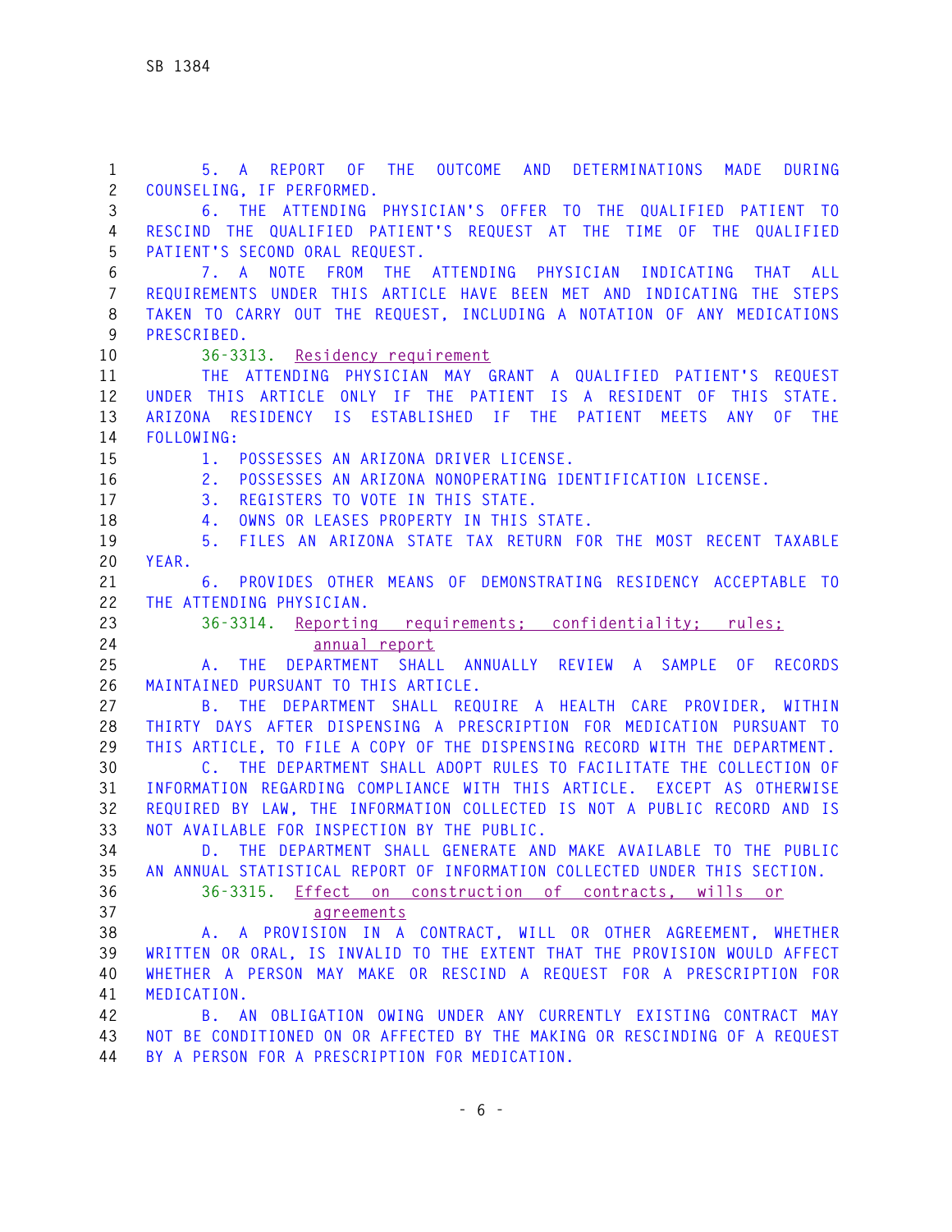5. A REPORT OF THE OUTCOME AND DETERMINATIONS MADE DURING COUNSELING, IF PERFORMED.

6. THE ATTENDING PHYSICIAN'S OFFER TO THE QUALIFIED PATIENT TO RESCIND THE QUALIFIED PATIENT'S REQUEST AT THE TIME OF THE QUALIFIED PATIENT'S SECOND ORAL REQUEST.

7. A NOTE FROM THE ATTENDING PHYSICIAN INDICATING THAT ALL REQUIREMENTS UNDER THIS ARTICLE HAVE BEEN MET AND INDICATING THE STEPS TAKEN TO CARRY OUT THE REQUEST, INCLUDING A NOTATION OF ANY MEDICATIONS PRESCRIBED.

36-3313. Residency requirement

THE ATTENDING PHYSICIAN MAY GRANT A QUALIFIED PATIENT'S REQUEST UNDER THIS ARTICLE ONLY IF THE PATIENT IS A RESIDENT OF THIS STATE. ARIZONA RESIDENCY IS ESTABLISHED IF THE PATIENT MEETS ANY OF THE FOLLOWING:

1. POSSESSES AN ARIZONA DRIVER LICENSE.

2. POSSESSES AN ARIZONA NONOPERATING IDENTIFICATION LICENSE.

3. REGISTERS TO VOTE IN THIS STATE.

4. OWNS OR LEASES PROPERTY IN THIS STATE.

5. FILES AN ARIZONA STATE TAX RETURN FOR THE MOST RECENT TAXABLE YEAR.

6. PROVIDES OTHER MEANS OF DEMONSTRATING RESIDENCY ACCEPTABLE TO THE ATTENDING PHYSICIAN.

36-3314. Reporting requirements; confidentiality; rules; annual report

A. THE DEPARTMENT SHALL ANNUALLY REVIEW A SAMPLE OF RECORDS MAINTAINED PURSUANT TO THIS ARTICLE.

B. THE DEPARTMENT SHALL REQUIRE A HEALTH CARE PROVIDER, WITHIN THIRTY DAYS AFTER DISPENSING A PRESCRIPTION FOR MEDICATION PURSUANT TO THIS ARTICLE, TO FILE A COPY OF THE DISPENSING RECORD WITH THE DEPARTMENT.

C. THE DEPARTMENT SHALL ADOPT RULES TO FACILITATE THE COLLECTION OF INFORMATION REGARDING COMPLIANCE WITH THIS ARTICLE. EXCEPT AS OTHERWISE REQUIRED BY LAW, THE INFORMATION COLLECTED IS NOT A PUBLIC RECORD AND IS NOT AVAILABLE FOR INSPECTION BY THE PUBLIC.

D. THE DEPARTMENT SHALL GENERATE AND MAKE AVAILABLE TO THE PUBLIC AN ANNUAL STATISTICAL REPORT OF INFORMATION COLLECTED UNDER THIS SECTION.

36-3315. Effect on construction of contracts, wills or agreements

A. A PROVISION IN A CONTRACT, WILL OR OTHER AGREEMENT, WHETHER WRITTEN OR ORAL, IS INVALID TO THE EXTENT THAT THE PROVISION WOULD AFFECT WHETHER A PERSON MAY MAKE OR RESCIND A REQUEST FOR A PRESCRIPTION FOR MEDICATION.

B. AN OBLIGATION OWING UNDER ANY CURRENTLY EXISTING CONTRACT MAY NOT BE CONDITIONED ON OR AFFECTED BY THE MAKING OR RESCINDING OF A REQUEST BY A PERSON FOR A PRESCRIPTION FOR MEDICATION.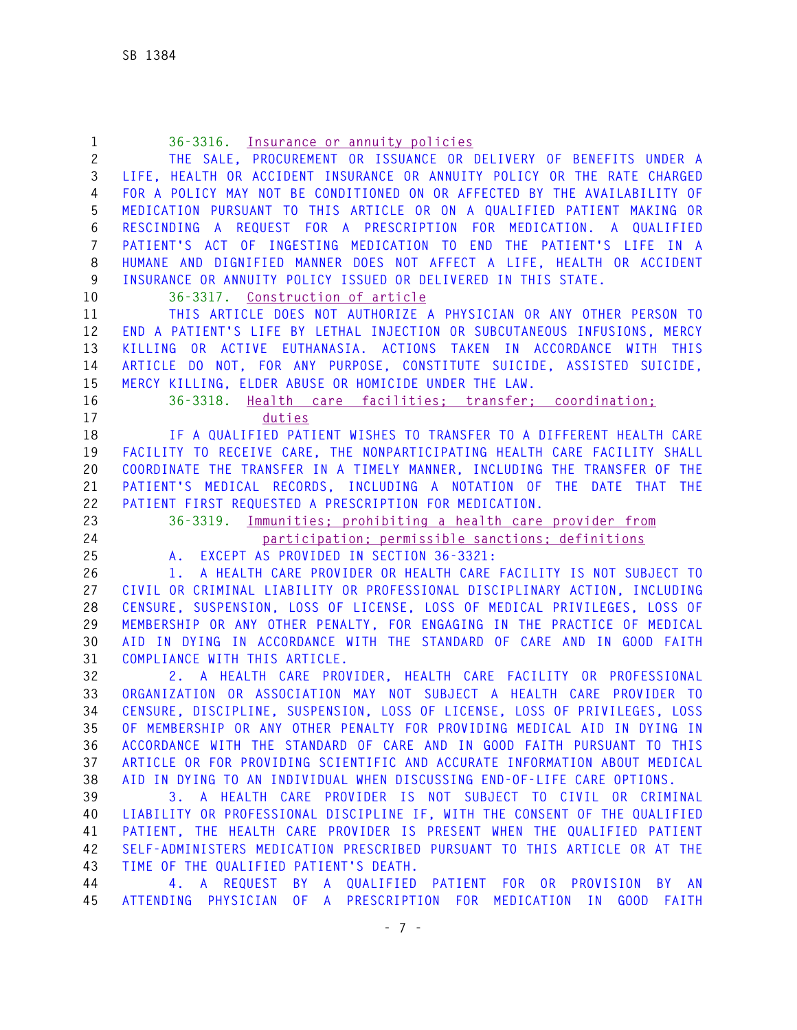36-3316. Insurance or annuity policies

THE SALE, PROCUREMENT OR ISSUANCE OR DELIVERY OF BENEFITS UNDER A LIFE, HEALTH OR ACCIDENT INSURANCE OR ANNUITY POLICY OR THE RATE CHARGED FOR A POLICY MAY NOT BE CONDITIONED ON OR AFFECTED BY THE AVAILABILITY OF MEDICATION PURSUANT TO THIS ARTICLE OR ON A QUALIFIED PATIENT MAKING OR RESCINDING A REQUEST FOR A PRESCRIPTION FOR MEDICATION. A QUALIFIED PATIENT'S ACT OF INGESTING MEDICATION TO END THE PATIENT'S LIFE IN A HUMANE AND DIGNIFIED MANNER DOES NOT AFFECT A LIFE, HEALTH OR ACCIDENT INSURANCE OR ANNUITY POLICY ISSUED OR DELIVERED IN THIS STATE.

36-3317. Construction of article

THIS ARTICLE DOES NOT AUTHORIZE A PHYSICIAN OR ANY OTHER PERSON TO END A PATIENT'S LIFE BY LETHAL INJECTION OR SUBCUTANEOUS INFUSIONS, MERCY KILLING OR ACTIVE EUTHANASIA. ACTIONS TAKEN IN ACCORDANCE WITH THIS ARTICLE DO NOT, FOR ANY PURPOSE, CONSTITUTE SUICIDE, ASSISTED SUICIDE, MERCY KILLING, ELDER ABUSE OR HOMICIDE UNDER THE LAW.

36-3318. Health care facilities; transfer; coordination; duties

IF A QUALIFIED PATIENT WISHES TO TRANSFER TO A DIFFERENT HEALTH CARE FACILITY TO RECEIVE CARE, THE NONPARTICIPATING HEALTH CARE FACILITY SHALL COORDINATE THE TRANSFER IN A TIMELY MANNER, INCLUDING THE TRANSFER OF THE PATIENT'S MEDICAL RECORDS, INCLUDING A NOTATION OF THE DATE THAT THE PATIENT FIRST REQUESTED A PRESCRIPTION FOR MEDICATION.

36-3319. Immunities; prohibiting a health care provider from participation; permissible sanctions; definitions

A. EXCEPT AS PROVIDED IN SECTION 36-3321:

1. A HEALTH CARE PROVIDER OR HEALTH CARE FACILITY IS NOT SUBJECT TO CIVIL OR CRIMINAL LIABILITY OR PROFESSIONAL DISCIPLINARY ACTION, INCLUDING CENSURE, SUSPENSION, LOSS OF LICENSE, LOSS OF MEDICAL PRIVILEGES, LOSS OF MEMBERSHIP OR ANY OTHER PENALTY, FOR ENGAGING IN THE PRACTICE OF MEDICAL AID IN DYING IN ACCORDANCE WITH THE STANDARD OF CARE AND IN GOOD FAITH COMPLIANCE WITH THIS ARTICLE.

2. A HEALTH CARE PROVIDER, HEALTH CARE FACILITY OR PROFESSIONAL ORGANIZATION OR ASSOCIATION MAY NOT SUBJECT A HEALTH CARE PROVIDER TO CENSURE, DISCIPLINE, SUSPENSION, LOSS OF LICENSE, LOSS OF PRIVILEGES, LOSS OF MEMBERSHIP OR ANY OTHER PENALTY FOR PROVIDING MEDICAL AID IN DYING IN ACCORDANCE WITH THE STANDARD OF CARE AND IN GOOD FAITH PURSUANT TO THIS ARTICLE OR FOR PROVIDING SCIENTIFIC AND ACCURATE INFORMATION ABOUT MEDICAL AID IN DYING TO AN INDIVIDUAL WHEN DISCUSSING END-OF-LIFE CARE OPTIONS.

3. A HEALTH CARE PROVIDER IS NOT SUBJECT TO CIVIL OR CRIMINAL LIABILITY OR PROFESSIONAL DISCIPLINE IF, WITH THE CONSENT OF THE QUALIFIED PATIENT, THE HEALTH CARE PROVIDER IS PRESENT WHEN THE QUALIFIED PATIENT SELF-ADMINISTERS MEDICATION PRESCRIBED PURSUANT TO THIS ARTICLE OR AT THE TIME OF THE QUALIFIED PATIENT'S DEATH.

4. A REQUEST BY A QUALIFIED PATIENT FOR OR PROVISION BY AN ATTENDING PHYSICIAN OF A PRESCRIPTION FOR MEDICATION IN GOOD FAITH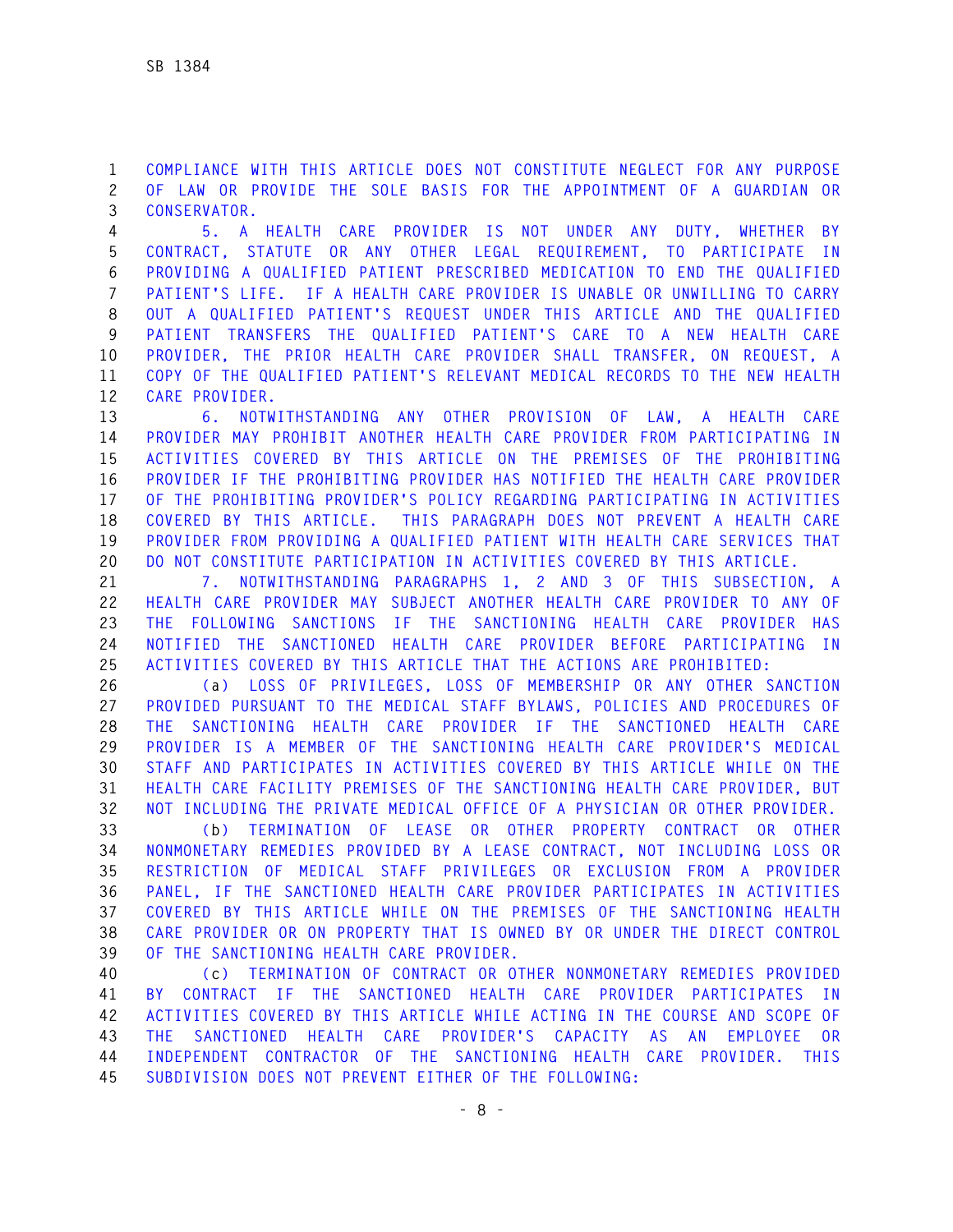COMPLIANCE WITH THIS ARTICLE DOES NOT CONSTITUTE NEGLECT FOR ANY PURPOSE OF LAW OR PROVIDE THE SOLE BASIS FOR THE APPOINTMENT OF A GUARDIAN OR CONSERVATOR.

5. A HEALTH CARE PROVIDER IS NOT UNDER ANY DUTY, WHETHER BY CONTRACT, STATUTE OR ANY OTHER LEGAL REQUIREMENT, TO PARTICIPATE IN PROVIDING A QUALIFIED PATIENT PRESCRIBED MEDICATION TO END THE QUALIFIED PATIENT'S LIFE. IF A HEALTH CARE PROVIDER IS UNABLE OR UNWILLING TO CARRY OUT A QUALIFIED PATIENT'S REQUEST UNDER THIS ARTICLE AND THE QUALIFIED PATIENT TRANSFERS THE QUALIFIED PATIENT'S CARE TO A NEW HEALTH CARE PROVIDER, THE PRIOR HEALTH CARE PROVIDER SHALL TRANSFER, ON REQUEST, A COPY OF THE QUALIFIED PATIENT'S RELEVANT MEDICAL RECORDS TO THE NEW HEALTH CARE PROVIDER.

6. NOTWITHSTANDING ANY OTHER PROVISION OF LAW, A HEALTH CARE PROVIDER MAY PROHIBIT ANOTHER HEALTH CARE PROVIDER FROM PARTICIPATING IN ACTIVITIES COVERED BY THIS ARTICLE ON THE PREMISES OF THE PROHIBITING PROVIDER IF THE PROHIBITING PROVIDER HAS NOTIFIED THE HEALTH CARE PROVIDER OF THE PROHIBITING PROVIDER'S POLICY REGARDING PARTICIPATING IN ACTIVITIES COVERED BY THIS ARTICLE. THIS PARAGRAPH DOES NOT PREVENT A HEALTH CARE PROVIDER FROM PROVIDING A QUALIFIED PATIENT WITH HEALTH CARE SERVICES THAT DO NOT CONSTITUTE PARTICIPATION IN ACTIVITIES COVERED BY THIS ARTICLE.

7. NOTWITHSTANDING PARAGRAPHS 1, 2 AND 3 OF THIS SUBSECTION, A HEALTH CARE PROVIDER MAY SUBJECT ANOTHER HEALTH CARE PROVIDER TO ANY OF THE FOLLOWING SANCTIONS IF THE SANCTIONING HEALTH CARE PROVIDER HAS NOTIFIED THE SANCTIONED HEALTH CARE PROVIDER BEFORE PARTICIPATING IN ACTIVITIES COVERED BY THIS ARTICLE THAT THE ACTIONS ARE PROHIBITED:

(a) LOSS OF PRIVILEGES, LOSS OF MEMBERSHIP OR ANY OTHER SANCTION PROVIDED PURSUANT TO THE MEDICAL STAFF BYLAWS, POLICIES AND PROCEDURES OF THE SANCTIONING HEALTH CARE PROVIDER IF THE SANCTIONED HEALTH CARE PROVIDER IS A MEMBER OF THE SANCTIONING HEALTH CARE PROVIDER'S MEDICAL STAFF AND PARTICIPATES IN ACTIVITIES COVERED BY THIS ARTICLE WHILE ON THE HEALTH CARE FACILITY PREMISES OF THE SANCTIONING HEALTH CARE PROVIDER, BUT NOT INCLUDING THE PRIVATE MEDICAL OFFICE OF A PHYSICIAN OR OTHER PROVIDER.

(b) TERMINATION OF LEASE OR OTHER PROPERTY CONTRACT OR OTHER NONMONETARY REMEDIES PROVIDED BY A LEASE CONTRACT, NOT INCLUDING LOSS OR RESTRICTION OF MEDICAL STAFF PRIVILEGES OR EXCLUSION FROM A PROVIDER PANEL, IF THE SANCTIONED HEALTH CARE PROVIDER PARTICIPATES IN ACTIVITIES COVERED BY THIS ARTICLE WHILE ON THE PREMISES OF THE SANCTIONING HEALTH CARE PROVIDER OR ON PROPERTY THAT IS OWNED BY OR UNDER THE DIRECT CONTROL OF THE SANCTIONING HEALTH CARE PROVIDER.

(c) TERMINATION OF CONTRACT OR OTHER NONMONETARY REMEDIES PROVIDED BY CONTRACT IF THE SANCTIONED HEALTH CARE PROVIDER PARTICIPATES IN ACTIVITIES COVERED BY THIS ARTICLE WHILE ACTING IN THE COURSE AND SCOPE OF THE SANCTIONED HEALTH CARE PROVIDER'S CAPACITY AS AN EMPLOYEE OR INDEPENDENT CONTRACTOR OF THE SANCTIONING HEALTH CARE PROVIDER. THIS SUBDIVISION DOES NOT PREVENT EITHER OF THE FOLLOWING: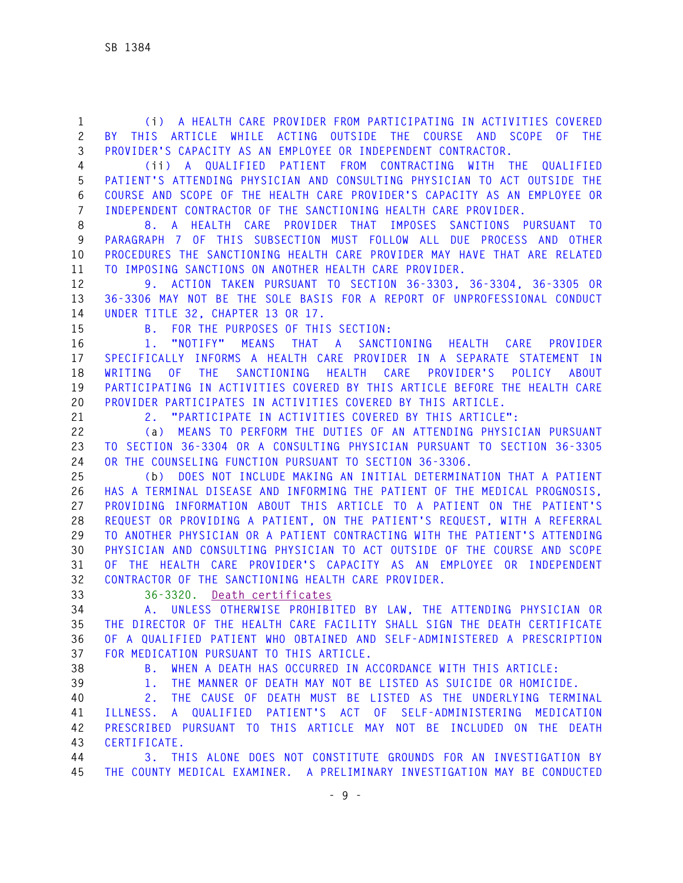(i) A HEALTH CARE PROVIDER FROM PARTICIPATING IN ACTIVITIES COVERED BY THIS ARTICLE WHILE ACTING OUTSIDE THE COURSE AND SCOPE OF THE PROVIDER'S CAPACITY AS AN EMPLOYEE OR INDEPENDENT CONTRACTOR.

(ii) A QUALIFIED PATIENT FROM CONTRACTING WITH THE QUALIFIED PATIENT'S ATTENDING PHYSICIAN AND CONSULTING PHYSICIAN TO ACT OUTSIDE THE COURSE AND SCOPE OF THE HEALTH CARE PROVIDER'S CAPACITY AS AN EMPLOYEE OR INDEPENDENT CONTRACTOR OF THE SANCTIONING HEALTH CARE PROVIDER.

8. A HEALTH CARE PROVIDER THAT IMPOSES SANCTIONS PURSUANT TO PARAGRAPH 7 OF THIS SUBSECTION MUST FOLLOW ALL DUE PROCESS AND OTHER PROCEDURES THE SANCTIONING HEALTH CARE PROVIDER MAY HAVE THAT ARE RELATED TO IMPOSING SANCTIONS ON ANOTHER HEALTH CARE PROVIDER.

9. ACTION TAKEN PURSUANT TO SECTION 36-3303, 36-3304, 36-3305 OR 36-3306 MAY NOT BE THE SOLE BASIS FOR A REPORT OF UNPROFESSIONAL CONDUCT UNDER TITLE 32, CHAPTER 13 OR 17.

B. FOR THE PURPOSES OF THIS SECTION:

1. "NOTIFY" MEANS THAT A SANCTIONING HEALTH CARE PROVIDER SPECIFICALLY INFORMS A HEALTH CARE PROVIDER IN A SEPARATE STATEMENT IN WRITING OF THE SANCTIONING HEALTH CARE PROVIDER'S POLICY ABOUT PARTICIPATING IN ACTIVITIES COVERED BY THIS ARTICLE BEFORE THE HEALTH CARE PROVIDER PARTICIPATES IN ACTIVITIES COVERED BY THIS ARTICLE.

2. "PARTICIPATE IN ACTIVITIES COVERED BY THIS ARTICLE":

(a) MEANS TO PERFORM THE DUTIES OF AN ATTENDING PHYSICIAN PURSUANT TO SECTION 36-3304 OR A CONSULTING PHYSICIAN PURSUANT TO SECTION 36-3305 OR THE COUNSELING FUNCTION PURSUANT TO SECTION 36-3306.

(b) DOES NOT INCLUDE MAKING AN INITIAL DETERMINATION THAT A PATIENT HAS A TERMINAL DISEASE AND INFORMING THE PATIENT OF THE MEDICAL PROGNOSIS, PROVIDING INFORMATION ABOUT THIS ARTICLE TO A PATIENT ON THE PATIENT'S REQUEST OR PROVIDING A PATIENT, ON THE PATIENT'S REQUEST, WITH A REFERRAL TO ANOTHER PHYSICIAN OR A PATIENT CONTRACTING WITH THE PATIENT'S ATTENDING PHYSICIAN AND CONSULTING PHYSICIAN TO ACT OUTSIDE OF THE COURSE AND SCOPE OF THE HEALTH CARE PROVIDER'S CAPACITY AS AN EMPLOYEE OR INDEPENDENT CONTRACTOR OF THE SANCTIONING HEALTH CARE PROVIDER.

36-3320. Death certificates

A. UNLESS OTHERWISE PROHIBITED BY LAW, THE ATTENDING PHYSICIAN OR THE DIRECTOR OF THE HEALTH CARE FACILITY SHALL SIGN THE DEATH CERTIFICATE OF A QUALIFIED PATIENT WHO OBTAINED AND SELF-ADMINISTERED A PRESCRIPTION FOR MEDICATION PURSUANT TO THIS ARTICLE.

B. WHEN A DEATH HAS OCCURRED IN ACCORDANCE WITH THIS ARTICLE:

1. THE MANNER OF DEATH MAY NOT BE LISTED AS SUICIDE OR HOMICIDE.

2. THE CAUSE OF DEATH MUST BE LISTED AS THE UNDERLYING TERMINAL ILLNESS. A QUALIFIED PATIENT'S ACT OF SELF-ADMINISTERING MEDICATION PRESCRIBED PURSUANT TO THIS ARTICLE MAY NOT BE INCLUDED ON THE DEATH CERTIFICATE.

3. THIS ALONE DOES NOT CONSTITUTE GROUNDS FOR AN INVESTIGATION BY THE COUNTY MEDICAL EXAMINER. A PRELIMINARY INVESTIGATION MAY BE CONDUCTED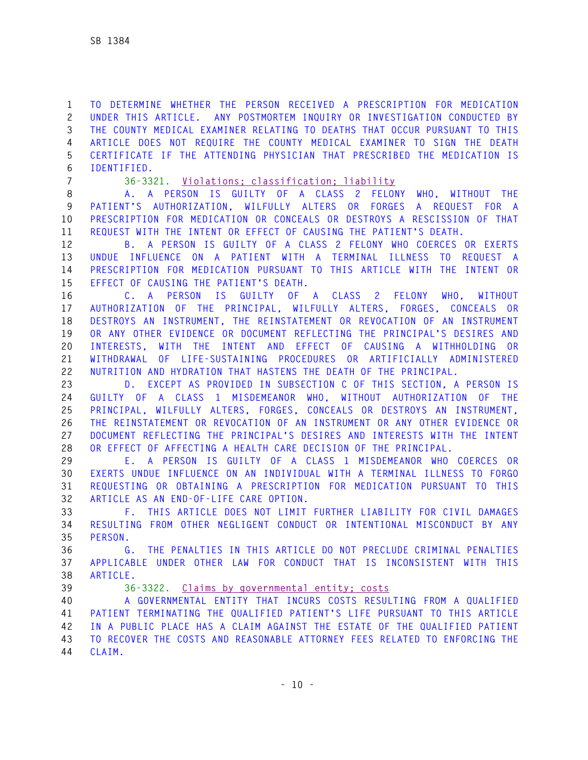TO DETERMINE WHETHER THE PERSON RECEIVED A PRESCRIPTION FOR MEDICATION UNDER THIS ARTICLE. ANY POSTMORTEM INQUIRY OR INVESTIGATION CONDUCTED BY THE COUNTY MEDICAL EXAMINER RELATING TO DEATHS THAT OCCUR PURSUANT TO THIS ARTICLE DOES NOT REQUIRE THE COUNTY MEDICAL EXAMINER TO SIGN THE DEATH CERTIFICATE IF THE ATTENDING PHYSICIAN THAT PRESCRIBED THE MEDICATION IS IDENTIFIED.

36-3321. Violations; classification; liability

A. A PERSON IS GUILTY OF A CLASS 2 FELONY WHO, WITHOUT THE PATIENT'S AUTHORIZATION, WILFULLY ALTERS OR FORGES A REQUEST FOR A PRESCRIPTION FOR MEDICATION OR CONCEALS OR DESTROYS A RESCISSION OF THAT REQUEST WITH THE INTENT OR EFFECT OF CAUSING THE PATIENT'S DEATH.

B. A PERSON IS GUILTY OF A CLASS 2 FELONY WHO COERCES OR EXERTS UNDUE INFLUENCE ON A PATIENT WITH A TERMINAL ILLNESS TO REQUEST A PRESCRIPTION FOR MEDICATION PURSUANT TO THIS ARTICLE WITH THE INTENT OR EFFECT OF CAUSING THE PATIENT'S DEATH.

C. A PERSON IS GUILTY OF A CLASS 2 FELONY WHO, WITHOUT AUTHORIZATION OF THE PRINCIPAL, WILFULLY ALTERS, FORGES, CONCEALS OR DESTROYS AN INSTRUMENT, THE REINSTATEMENT OR REVOCATION OF AN INSTRUMENT OR ANY OTHER EVIDENCE OR DOCUMENT REFLECTING THE PRINCIPAL'S DESIRES AND INTERESTS, WITH THE INTENT AND EFFECT OF CAUSING A WITHHOLDING OR WITHDRAWAL OF LIFE-SUSTAINING PROCEDURES OR ARTIFICIALLY ADMINISTERED NUTRITION AND HYDRATION THAT HASTENS THE DEATH OF THE PRINCIPAL.

D. EXCEPT AS PROVIDED IN SUBSECTION C OF THIS SECTION, A PERSON IS GUILTY OF A CLASS 1 MISDEMEANOR WHO, WITHOUT AUTHORIZATION OF THE PRINCIPAL, WILFULLY ALTERS, FORGES, CONCEALS OR DESTROYS AN INSTRUMENT, THE REINSTATEMENT OR REVOCATION OF AN INSTRUMENT OR ANY OTHER EVIDENCE OR DOCUMENT REFLECTING THE PRINCIPAL'S DESIRES AND INTERESTS WITH THE INTENT OR EFFECT OF AFFECTING A HEALTH CARE DECISION OF THE PRINCIPAL.

E. A PERSON IS GUILTY OF A CLASS 1 MISDEMEANOR WHO COERCES OR EXERTS UNDUE INFLUENCE ON AN INDIVIDUAL WITH A TERMINAL ILLNESS TO FORGO REQUESTING OR OBTAINING A PRESCRIPTION FOR MEDICATION PURSUANT TO THIS ARTICLE AS AN END-OF-LIFE CARE OPTION.

F. THIS ARTICLE DOES NOT LIMIT FURTHER LIABILITY FOR CIVIL DAMAGES RESULTING FROM OTHER NEGLIGENT CONDUCT OR INTENTIONAL MISCONDUCT BY ANY PERSON.

G. THE PENALTIES IN THIS ARTICLE DO NOT PRECLUDE CRIMINAL PENALTIES APPLICABLE UNDER OTHER LAW FOR CONDUCT THAT IS INCONSISTENT WITH THIS ARTICLE.

36-3322. Claims by governmental entity; costs

A GOVERNMENTAL ENTITY THAT INCURS COSTS RESULTING FROM A QUALIFIED PATIENT TERMINATING THE QUALIFIED PATIENT'S LIFE PURSUANT TO THIS ARTICLE IN A PUBLIC PLACE HAS A CLAIM AGAINST THE ESTATE OF THE QUALIFIED PATIENT TO RECOVER THE COSTS AND REASONABLE ATTORNEY FEES RELATED TO ENFORCING THE CLAIM.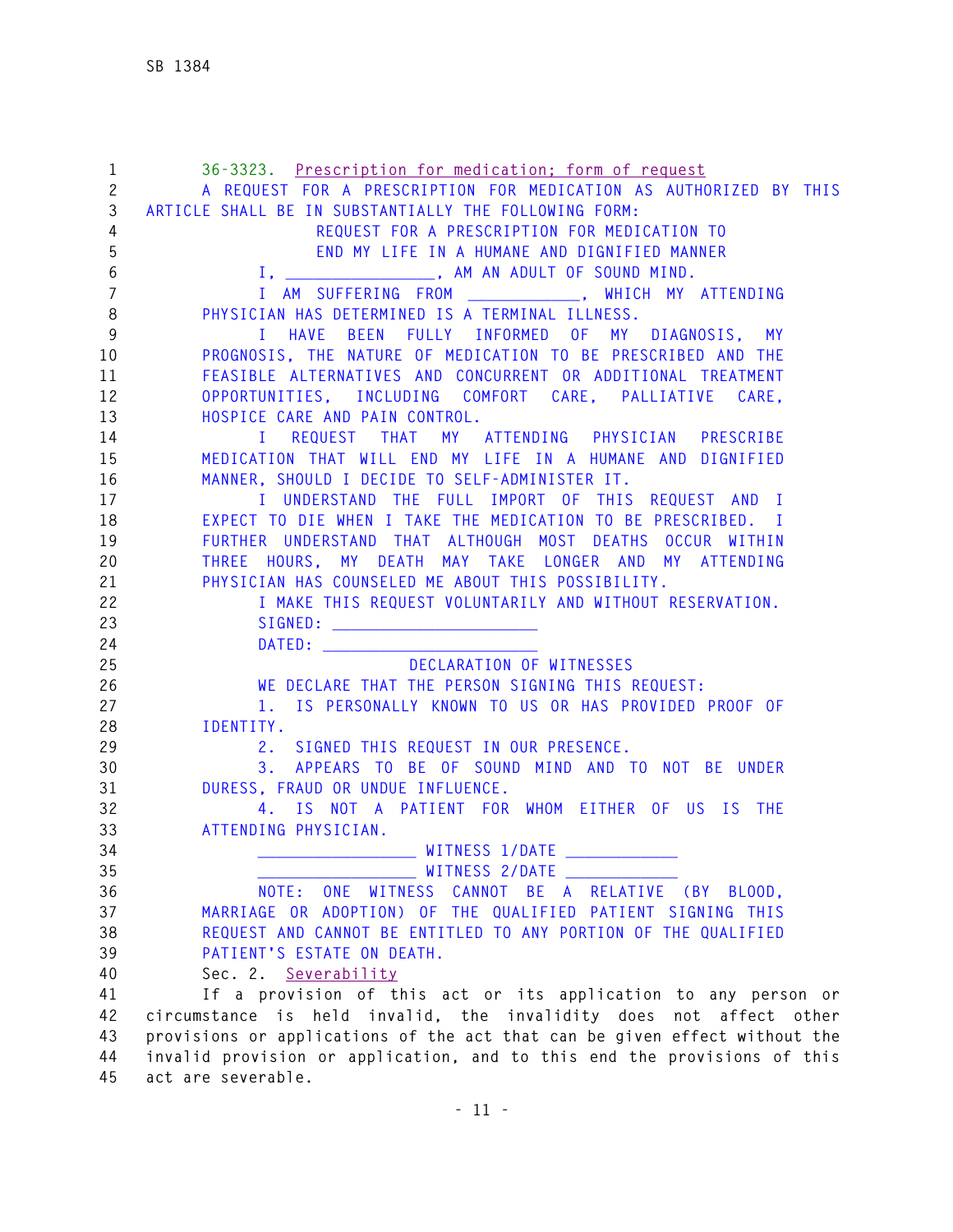36-3323. Prescription for medication; form of request

A REQUEST FOR A PRESCRIPTION FOR MEDICATION AS AUTHORIZED BY THIS ARTICLE SHALL BE IN SUBSTANTIALLY THE FOLLOWING FORM:

REQUEST FOR A PRESCRIPTION FOR MEDICATION TO
END MY LIFE IN A HUMANE AND DIGNIFIED MANNER

I, ________________, AM AN ADULT OF SOUND MIND.

I AM SUFFERING FROM ____________, WHICH MY ATTENDING PHYSICIAN HAS DETERMINED IS A TERMINAL ILLNESS.

I HAVE BEEN FULLY INFORMED OF MY DIAGNOSIS, MY PROGNOSIS, THE NATURE OF MEDICATION TO BE PRESCRIBED AND THE FEASIBLE ALTERNATIVES AND CONCURRENT OR ADDITIONAL TREATMENT OPPORTUNITIES, INCLUDING COMFORT CARE, PALLIATIVE CARE, HOSPICE CARE AND PAIN CONTROL.

I REQUEST THAT MY ATTENDING PHYSICIAN PRESCRIBE MEDICATION THAT WILL END MY LIFE IN A HUMANE AND DIGNIFIED MANNER, SHOULD I DECIDE TO SELF-ADMINISTER IT.

I UNDERSTAND THE FULL IMPORT OF THIS REQUEST AND I EXPECT TO DIE WHEN I TAKE THE MEDICATION TO BE PRESCRIBED. I FURTHER UNDERSTAND THAT ALTHOUGH MOST DEATHS OCCUR WITHIN THREE HOURS, MY DEATH MAY TAKE LONGER AND MY ATTENDING PHYSICIAN HAS COUNSELED ME ABOUT THIS POSSIBILITY.

I MAKE THIS REQUEST VOLUNTARILY AND WITHOUT RESERVATION.

SIGNED: ______________________

DATED: _______________________

DECLARATION OF WITNESSES

WE DECLARE THAT THE PERSON SIGNING THIS REQUEST:

1. IS PERSONALLY KNOWN TO US OR HAS PROVIDED PROOF OF IDENTITY.

2. SIGNED THIS REQUEST IN OUR PRESENCE.

3. APPEARS TO BE OF SOUND MIND AND TO NOT BE UNDER DURESS, FRAUD OR UNDUE INFLUENCE.

4. IS NOT A PATIENT FOR WHOM EITHER OF US IS THE ATTENDING PHYSICIAN.

________________ WITNESS 1/DATE ____________

________________ WITNESS 2/DATE ____________

NOTE: ONE WITNESS CANNOT BE A RELATIVE (BY BLOOD, MARRIAGE OR ADOPTION) OF THE QUALIFIED PATIENT SIGNING THIS REQUEST AND CANNOT BE ENTITLED TO ANY PORTION OF THE QUALIFIED PATIENT'S ESTATE ON DEATH.

Sec. 2. Severability

If a provision of this act or its application to any person or circumstance is held invalid, the invalidity does not affect other provisions or applications of the act that can be given effect without the invalid provision or application, and to this end the provisions of this act are severable.